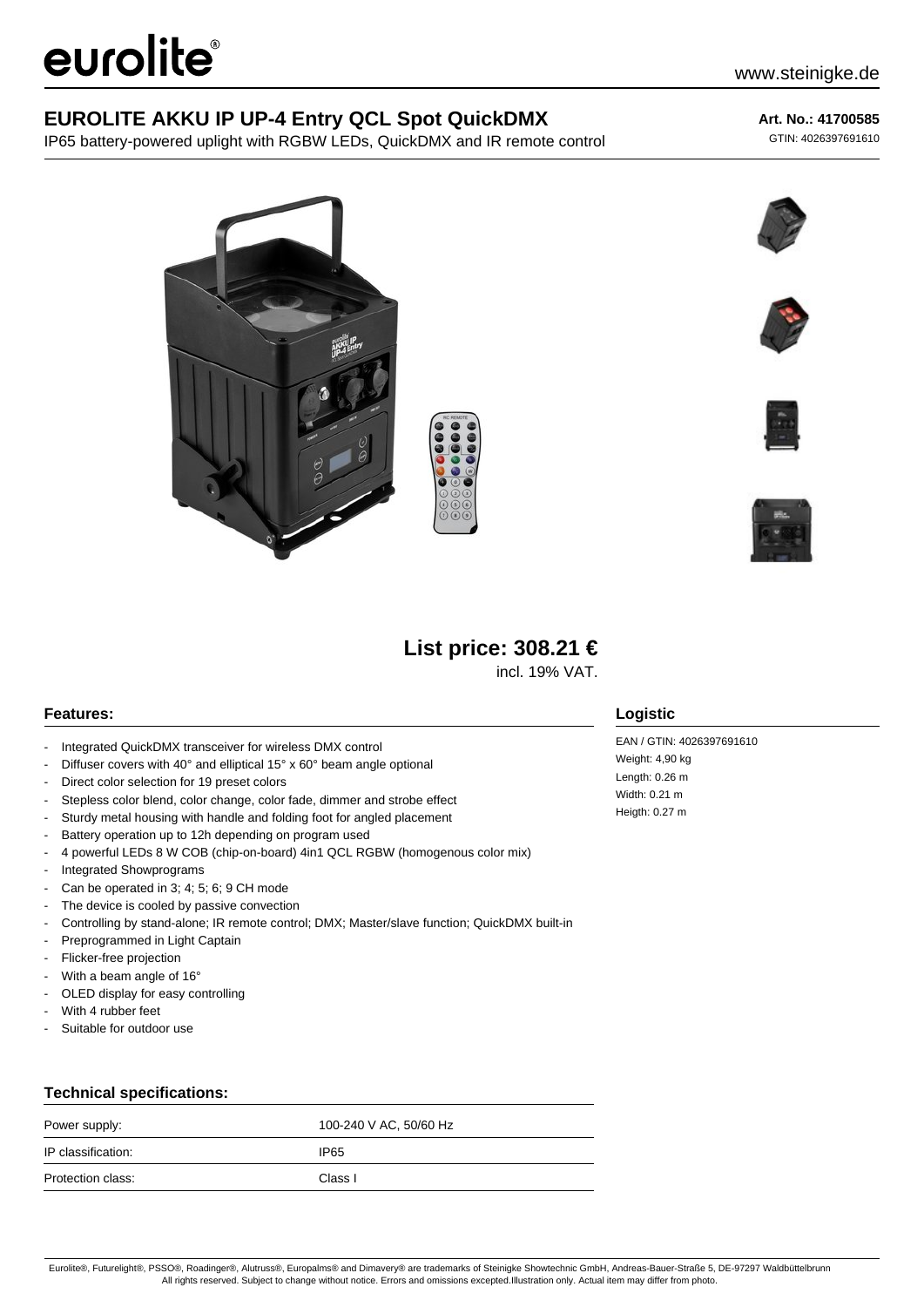eurolite®

www.steinigke.de

# EUROLITE AKKU IP UP-4 Entry QCL Spot QuickDMX

IP65 battery-powered uplight with RGBW LEDs, QuickDMX and IR remote control

**Art. No.: 41700585**

GTIN: 4026397691610

## List price: 308.21 €

incl. 19% VAT.

### Features:

- Integrated QuickDMX transceiver for wireless DMX control
- Diffuser covers with 40° and elliptical 15° x 60° beam angle optional
- Direct color selection for 19 preset colors
- Stepless color blend, color change, color fade, dimmer and strobe effect
- Sturdy metal housing with handle and folding foot for angled placement
- Battery operation up to 12h depending on program used
- 4 powerful LEDs 8 W COB (chip-on-board) 4in1 QCL RGBW (homogenous color mix)
- Integrated Showprograms
- Can be operated in 3; 4; 5; 6; 9 CH mode
- The device is cooled by passive convection
- Controlling by stand-alone; IR remote control; DMX; Master/slave function; QuickDMX built-in
- Preprogrammed in Light Captain
- Flicker-free projection
- With a beam angle of 16°
- OLED display for easy controlling
- With 4 rubber feet
- Suitable for outdoor use

### Logistic

EAN / GTIN: 4026397691610
Weight: 4,90 kg
Length: 0.26 m
Width: 0.21 m
Heigth: 0.27 m

### Technical specifications:

| | |
|---|---|
| Power supply: | 100-240 V AC, 50/60 Hz |
| IP classification: | IP65 |
| Protection class: | Class I |

Eurolite®, Futurelight®, PSSO®, Roadinger®, Alutruss®, Europalms® and Dimavery® are trademarks of Steinigke Showtechnic GmbH, Andreas-Bauer-Straße 5, DE-97297 Waldbüttelbrunn
All rights reserved. Subject to change without notice. Errors and omissions excepted.Illustration only. Actual item may differ from photo.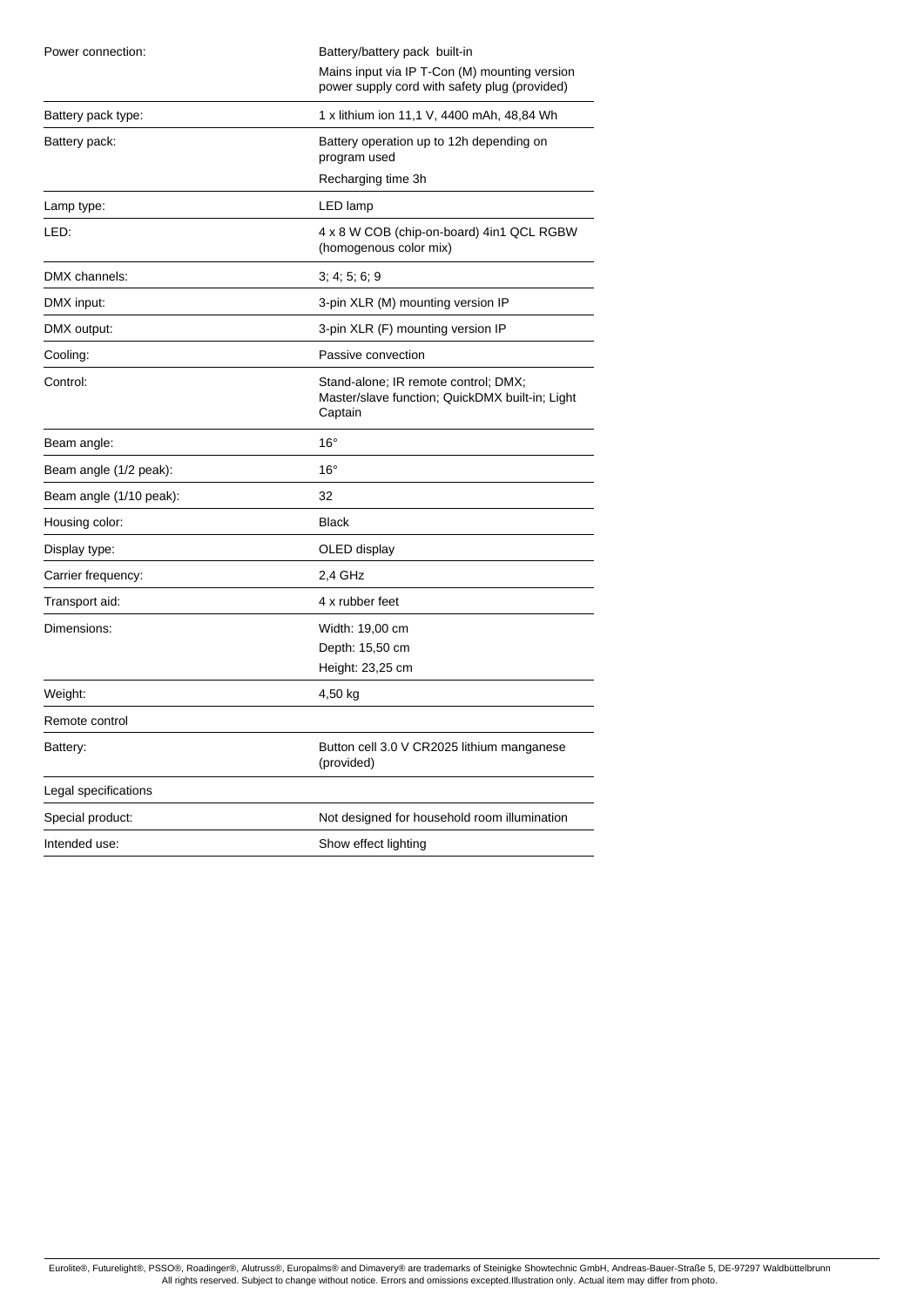| | |
|---|---|
| Power connection: | Battery/battery pack built-in<br>Mains input via IP T-Con (M) mounting version power supply cord with safety plug (provided) |
| Battery pack type: | 1 x lithium ion 11,1 V, 4400 mAh, 48,84 Wh |
| Battery pack: | Battery operation up to 12h depending on program used<br>Recharging time 3h |
| Lamp type: | LED lamp |
| LED: | 4 x 8 W COB (chip-on-board) 4in1 QCL RGBW (homogenous color mix) |
| DMX channels: | 3; 4; 5; 6; 9 |
| DMX input: | 3-pin XLR (M) mounting version IP |
| DMX output: | 3-pin XLR (F) mounting version IP |
| Cooling: | Passive convection |
| Control: | Stand-alone; IR remote control; DMX; Master/slave function; QuickDMX built-in; Light Captain |
| Beam angle: | 16° |
| Beam angle (1/2 peak): | 16° |
| Beam angle (1/10 peak): | 32 |
| Housing color: | Black |
| Display type: | OLED display |
| Carrier frequency: | 2,4 GHz |
| Transport aid: | 4 x rubber feet |
| Dimensions: | Width: 19,00 cm<br>Depth: 15,50 cm<br>Height: 23,25 cm |
| Weight: | 4,50 kg |
| Remote control | |
| Battery: | Button cell 3.0 V CR2025 lithium manganese (provided) |
| Legal specifications | |
| Special product: | Not designed for household room illumination |
| Intended use: | Show effect lighting |

Eurolite®, Futurelight®, PSSO®, Roadinger®, Alutruss®, Europalms® and Dimavery® are trademarks of Steinigke Showtechnic GmbH, Andreas-Bauer-Straße 5, DE-97297 Waldbüttelbrunn
All rights reserved. Subject to change without notice. Errors and omissions excepted.Illustration only. Actual item may differ from photo.